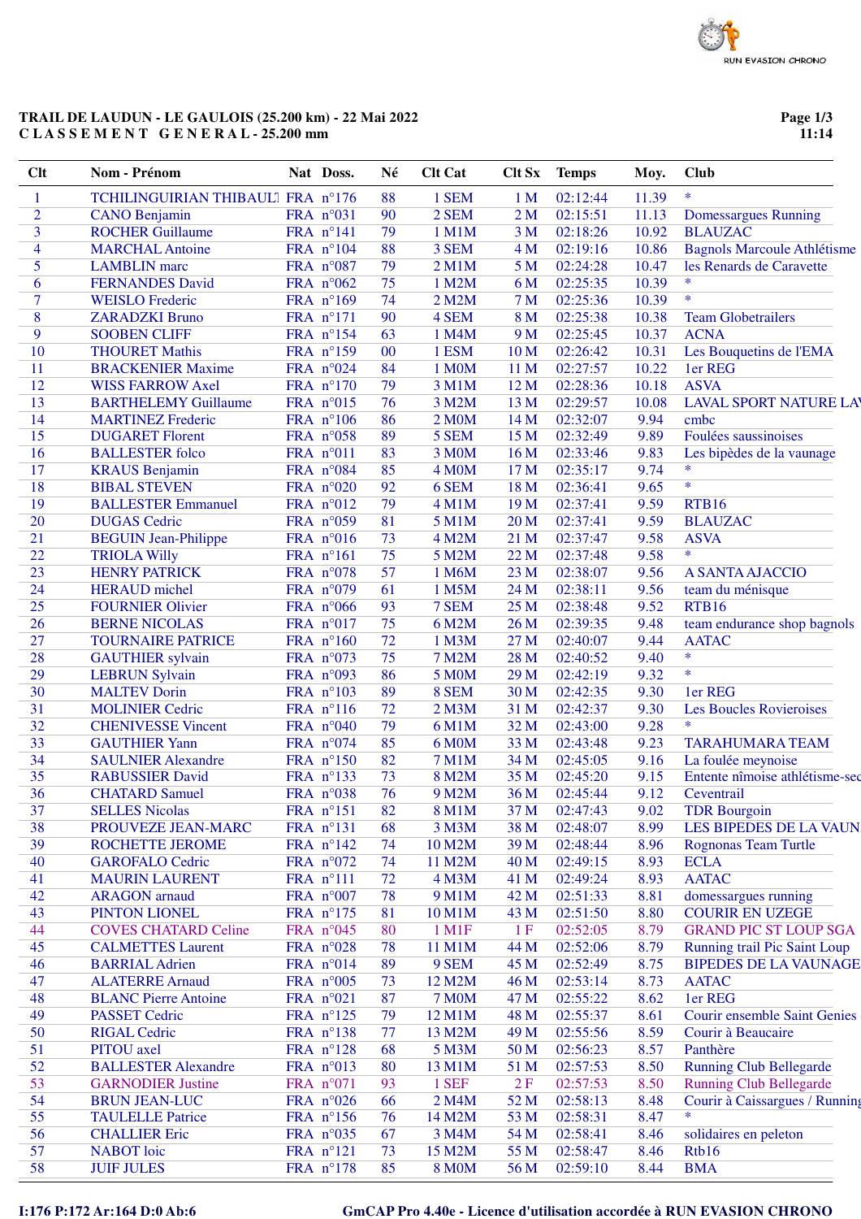**TRAIL DE LAUDUN - LE GAULOIS (25.200 km) - 22 Mai 2022**
**C L A S S E M E N T   G E N E R A L - 25.200 mm**

**11:14**

| Clt | Nom - Prénom | Nat | Doss. | Né | Clt Cat | Clt Sx | Temps | Moy. | Club |
|---|---|---|---|---|---|---|---|---|---|
| 1 | TCHILINGUIRIAN THIBAULT | FRA | n°176 | 88 | 1 SEM | 1 M | 02:12:44 | 11.39 | * |
| 2 | CANO Benjamin | FRA | n°031 | 90 | 2 SEM | 2 M | 02:15:51 | 11.13 | Domessargues Running |
| 3 | ROCHER Guillaume | FRA | n°141 | 79 | 1 M1M | 3 M | 02:18:26 | 10.92 | BLAUZAC |
| 4 | MARCHAL Antoine | FRA | n°104 | 88 | 3 SEM | 4 M | 02:19:16 | 10.86 | Bagnols Marcoule Athlétisme |
| 5 | LAMBLIN marc | FRA | n°087 | 79 | 2 M1M | 5 M | 02:24:28 | 10.47 | les Renards de Caravette |
| 6 | FERNANDES David | FRA | n°062 | 75 | 1 M2M | 6 M | 02:25:35 | 10.39 | * |
| 7 | WEISLO Frederic | FRA | n°169 | 74 | 2 M2M | 7 M | 02:25:36 | 10.39 | * |
| 8 | ZARADZKI Bruno | FRA | n°171 | 90 | 4 SEM | 8 M | 02:25:38 | 10.38 | Team Globetrailers |
| 9 | SOOBEN CLIFF | FRA | n°154 | 63 | 1 M4M | 9 M | 02:25:45 | 10.37 | ACNA |
| 10 | THOURET Mathis | FRA | n°159 | 00 | 1 ESM | 10 M | 02:26:42 | 10.31 | Les Bouquetins de l'EMA |
| 11 | BRACKENIER Maxime | FRA | n°024 | 84 | 1 M0M | 11 M | 02:27:57 | 10.22 | 1er REG |
| 12 | WISS FARROW Axel | FRA | n°170 | 79 | 3 M1M | 12 M | 02:28:36 | 10.18 | ASVA |
| 13 | BARTHELEMY Guillaume | FRA | n°015 | 76 | 3 M2M | 13 M | 02:29:57 | 10.08 | LAVAL SPORT NATURE LAV |
| 14 | MARTINEZ Frederic | FRA | n°106 | 86 | 2 M0M | 14 M | 02:32:07 | 9.94 | cmbc |
| 15 | DUGARET Florent | FRA | n°058 | 89 | 5 SEM | 15 M | 02:32:49 | 9.89 | Foulées saussinoises |
| 16 | BALLESTER folco | FRA | n°011 | 83 | 3 M0M | 16 M | 02:33:46 | 9.83 | Les bipèdes de la vaunage |
| 17 | KRAUS Benjamin | FRA | n°084 | 85 | 4 M0M | 17 M | 02:35:17 | 9.74 | * |
| 18 | BIBAL STEVEN | FRA | n°020 | 92 | 6 SEM | 18 M | 02:36:41 | 9.65 | * |
| 19 | BALLESTER Emmanuel | FRA | n°012 | 79 | 4 M1M | 19 M | 02:37:41 | 9.59 | RTB16 |
| 20 | DUGAS Cedric | FRA | n°059 | 81 | 5 M1M | 20 M | 02:37:41 | 9.59 | BLAUZAC |
| 21 | BEGUIN Jean-Philippe | FRA | n°016 | 73 | 4 M2M | 21 M | 02:37:47 | 9.58 | ASVA |
| 22 | TRIOLA Willy | FRA | n°161 | 75 | 5 M2M | 22 M | 02:37:48 | 9.58 | * |
| 23 | HENRY PATRICK | FRA | n°078 | 57 | 1 M6M | 23 M | 02:38:07 | 9.56 | A SANTA AJACCIO |
| 24 | HERAUD michel | FRA | n°079 | 61 | 1 M5M | 24 M | 02:38:11 | 9.56 | team du ménisque |
| 25 | FOURNIER Olivier | FRA | n°066 | 93 | 7 SEM | 25 M | 02:38:48 | 9.52 | RTB16 |
| 26 | BERNE NICOLAS | FRA | n°017 | 75 | 6 M2M | 26 M | 02:39:35 | 9.48 | team endurance shop bagnols |
| 27 | TOURNAIRE PATRICE | FRA | n°160 | 72 | 1 M3M | 27 M | 02:40:07 | 9.44 | AATAC |
| 28 | GAUTHIER sylvain | FRA | n°073 | 75 | 7 M2M | 28 M | 02:40:52 | 9.40 | * |
| 29 | LEBRUN Sylvain | FRA | n°093 | 86 | 5 M0M | 29 M | 02:42:19 | 9.32 | * |
| 30 | MALTEV Dorin | FRA | n°103 | 89 | 8 SEM | 30 M | 02:42:35 | 9.30 | 1er REG |
| 31 | MOLINIER Cedric | FRA | n°116 | 72 | 2 M3M | 31 M | 02:42:37 | 9.30 | Les Boucles Rovieroises |
| 32 | CHENIVESSE Vincent | FRA | n°040 | 79 | 6 M1M | 32 M | 02:43:00 | 9.28 | * |
| 33 | GAUTHIER Yann | FRA | n°074 | 85 | 6 M0M | 33 M | 02:43:48 | 9.23 | TARAHUMARA TEAM |
| 34 | SAULNIER Alexandre | FRA | n°150 | 82 | 7 M1M | 34 M | 02:45:05 | 9.16 | La foulée meynoise |
| 35 | RABUSSIER David | FRA | n°133 | 73 | 8 M2M | 35 M | 02:45:20 | 9.15 | Entente nîmoise athlétisme-sec |
| 36 | CHATARD Samuel | FRA | n°038 | 76 | 9 M2M | 36 M | 02:45:44 | 9.12 | Ceventrail |
| 37 | SELLES Nicolas | FRA | n°151 | 82 | 8 M1M | 37 M | 02:47:43 | 9.02 | TDR Bourgoin |
| 38 | PROUVEZE JEAN-MARC | FRA | n°131 | 68 | 3 M3M | 38 M | 02:48:07 | 8.99 | LES BIPEDES DE LA VAUN |
| 39 | ROCHETTE JEROME | FRA | n°142 | 74 | 10 M2M | 39 M | 02:48:44 | 8.96 | Rognonas Team Turtle |
| 40 | GAROFALO Cedric | FRA | n°072 | 74 | 11 M2M | 40 M | 02:49:15 | 8.93 | ECLA |
| 41 | MAURIN LAURENT | FRA | n°111 | 72 | 4 M3M | 41 M | 02:49:24 | 8.93 | AATAC |
| 42 | ARAGON arnaud | FRA | n°007 | 78 | 9 M1M | 42 M | 02:51:33 | 8.81 | domessargues running |
| 43 | PINTON LIONEL | FRA | n°175 | 81 | 10 M1M | 43 M | 02:51:50 | 8.80 | COURIR EN UZEGE |
| 44 | COVES CHATARD Celine | FRA | n°045 | 80 | 1 M1F | 1 F | 02:52:05 | 8.79 | GRAND PIC ST LOUP SGA |
| 45 | CALMETTES Laurent | FRA | n°028 | 78 | 11 M1M | 44 M | 02:52:06 | 8.79 | Running trail Pic Saint Loup |
| 46 | BARRIAL Adrien | FRA | n°014 | 89 | 9 SEM | 45 M | 02:52:49 | 8.75 | BIPEDES DE LA VAUNAGE |
| 47 | ALATERRE Arnaud | FRA | n°005 | 73 | 12 M2M | 46 M | 02:53:14 | 8.73 | AATAC |
| 48 | BLANC Pierre Antoine | FRA | n°021 | 87 | 7 M0M | 47 M | 02:55:22 | 8.62 | 1er REG |
| 49 | PASSET Cedric | FRA | n°125 | 79 | 12 M1M | 48 M | 02:55:37 | 8.61 | Courir ensemble Saint Genies |
| 50 | RIGAL Cedric | FRA | n°138 | 77 | 13 M2M | 49 M | 02:55:56 | 8.59 | Courir à Beaucaire |
| 51 | PITOU axel | FRA | n°128 | 68 | 5 M3M | 50 M | 02:56:23 | 8.57 | Panthère |
| 52 | BALLESTER Alexandre | FRA | n°013 | 80 | 13 M1M | 51 M | 02:57:53 | 8.50 | Running Club Bellegarde |
| 53 | GARNODIER Justine | FRA | n°071 | 93 | 1 SEF | 2 F | 02:57:53 | 8.50 | Running Club Bellegarde |
| 54 | BRUN JEAN-LUC | FRA | n°026 | 66 | 2 M4M | 52 M | 02:58:13 | 8.48 | Courir à Caissargues / Running |
| 55 | TAULELLE Patrice | FRA | n°156 | 76 | 14 M2M | 53 M | 02:58:31 | 8.47 | * |
| 56 | CHALLIER Eric | FRA | n°035 | 67 | 3 M4M | 54 M | 02:58:41 | 8.46 | solidaires en peleton |
| 57 | NABOT loic | FRA | n°121 | 73 | 15 M2M | 55 M | 02:58:47 | 8.46 | Rtb16 |
| 58 | JUIF JULES | FRA | n°178 | 85 | 8 M0M | 56 M | 02:59:10 | 8.44 | BMA |

I:176 P:172 Ar:164 D:0 Ab:6

GmCAP Pro 4.40e - Licence d'utilisation accordée à RUN EVASION CHRONO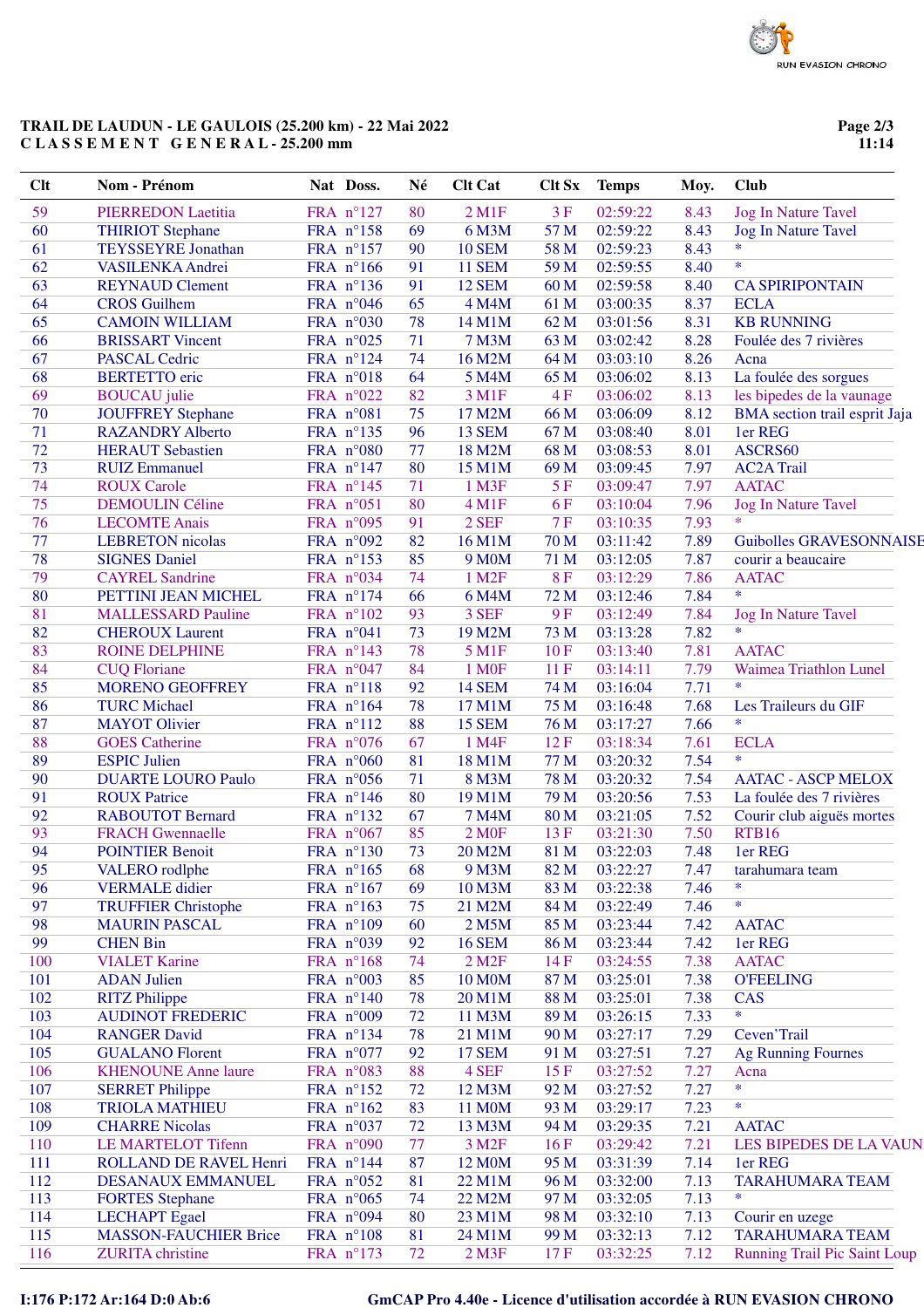**TRAIL DE LAUDUN - LE GAULOIS (25.200 km) - 22 Mai 2022**
**C L A S S E M E N T   G E N E R A L - 25.200 mm**

| Clt | Nom - Prénom | Nat | Doss. | Né | Clt Cat | Clt Sx | Temps | Moy. | Club |
|---|---|---|---|---|---|---|---|---|---|
| 59 | PIERREDON Laetitia | FRA | n°127 | 80 | 2 M1F | 3 F | 02:59:22 | 8.43 | Jog In Nature Tavel |
| 60 | THIRIOT Stephane | FRA | n°158 | 69 | 6 M3M | 57 M | 02:59:22 | 8.43 | Jog In Nature Tavel |
| 61 | TEYSSEYRE Jonathan | FRA | n°157 | 90 | 10 SEM | 58 M | 02:59:23 | 8.43 | * |
| 62 | VASILENKA Andrei | FRA | n°166 | 91 | 11 SEM | 59 M | 02:59:55 | 8.40 | * |
| 63 | REYNAUD Clement | FRA | n°136 | 91 | 12 SEM | 60 M | 02:59:58 | 8.40 | CA SPIRIPONTAIN |
| 64 | CROS Guilhem | FRA | n°046 | 65 | 4 M4M | 61 M | 03:00:35 | 8.37 | ECLA |
| 65 | CAMOIN WILLIAM | FRA | n°030 | 78 | 14 M1M | 62 M | 03:01:56 | 8.31 | KB RUNNING |
| 66 | BRISSART Vincent | FRA | n°025 | 71 | 7 M3M | 63 M | 03:02:42 | 8.28 | Foulée des 7 rivières |
| 67 | PASCAL Cedric | FRA | n°124 | 74 | 16 M2M | 64 M | 03:03:10 | 8.26 | Acna |
| 68 | BERTETTO eric | FRA | n°018 | 64 | 5 M4M | 65 M | 03:06:02 | 8.13 | La foulée des sorgues |
| 69 | BOUCAU julie | FRA | n°022 | 82 | 3 M1F | 4 F | 03:06:02 | 8.13 | les bipedes de la vaunage |
| 70 | JOUFFREY Stephane | FRA | n°081 | 75 | 17 M2M | 66 M | 03:06:09 | 8.12 | BMA section trail esprit Jaja |
| 71 | RAZANDRY Alberto | FRA | n°135 | 96 | 13 SEM | 67 M | 03:08:40 | 8.01 | 1er REG |
| 72 | HERAUT Sebastien | FRA | n°080 | 77 | 18 M2M | 68 M | 03:08:53 | 8.01 | ASCRS60 |
| 73 | RUIZ Emmanuel | FRA | n°147 | 80 | 15 M1M | 69 M | 03:09:45 | 7.97 | AC2A Trail |
| 74 | ROUX Carole | FRA | n°145 | 71 | 1 M3F | 5 F | 03:09:47 | 7.97 | AATAC |
| 75 | DEMOULIN Céline | FRA | n°051 | 80 | 4 M1F | 6 F | 03:10:04 | 7.96 | Jog In Nature Tavel |
| 76 | LECOMTE Anais | FRA | n°095 | 91 | 2 SEF | 7 F | 03:10:35 | 7.93 | * |
| 77 | LEBRETON nicolas | FRA | n°092 | 82 | 16 M1M | 70 M | 03:11:42 | 7.89 | Guibolles GRAVESONNAISE |
| 78 | SIGNES Daniel | FRA | n°153 | 85 | 9 M0M | 71 M | 03:12:05 | 7.87 | courir a beaucaire |
| 79 | CAYREL Sandrine | FRA | n°034 | 74 | 1 M2F | 8 F | 03:12:29 | 7.86 | AATAC |
| 80 | PETTINI JEAN MICHEL | FRA | n°174 | 66 | 6 M4M | 72 M | 03:12:46 | 7.84 | * |
| 81 | MALLESSARD Pauline | FRA | n°102 | 93 | 3 SEF | 9 F | 03:12:49 | 7.84 | Jog In Nature Tavel |
| 82 | CHEROUX Laurent | FRA | n°041 | 73 | 19 M2M | 73 M | 03:13:28 | 7.82 | * |
| 83 | ROINE DELPHINE | FRA | n°143 | 78 | 5 M1F | 10 F | 03:13:40 | 7.81 | AATAC |
| 84 | CUQ Floriane | FRA | n°047 | 84 | 1 M0F | 11 F | 03:14:11 | 7.79 | Waimea Triathlon Lunel |
| 85 | MORENO GEOFFREY | FRA | n°118 | 92 | 14 SEM | 74 M | 03:16:04 | 7.71 | * |
| 86 | TURC Michael | FRA | n°164 | 78 | 17 M1M | 75 M | 03:16:48 | 7.68 | Les Traileurs du GIF |
| 87 | MAYOT Olivier | FRA | n°112 | 88 | 15 SEM | 76 M | 03:17:27 | 7.66 | * |
| 88 | GOES Catherine | FRA | n°076 | 67 | 1 M4F | 12 F | 03:18:34 | 7.61 | ECLA |
| 89 | ESPIC Julien | FRA | n°060 | 81 | 18 M1M | 77 M | 03:20:32 | 7.54 | * |
| 90 | DUARTE LOURO Paulo | FRA | n°056 | 71 | 8 M3M | 78 M | 03:20:32 | 7.54 | AATAC - ASCP MELOX |
| 91 | ROUX Patrice | FRA | n°146 | 80 | 19 M1M | 79 M | 03:20:56 | 7.53 | La foulée des 7 rivières |
| 92 | RABOUTOT Bernard | FRA | n°132 | 67 | 7 M4M | 80 M | 03:21:05 | 7.52 | Courir club aiguës mortes |
| 93 | FRACH Gwennaelle | FRA | n°067 | 85 | 2 M0F | 13 F | 03:21:30 | 7.50 | RTB16 |
| 94 | POINTIER Benoit | FRA | n°130 | 73 | 20 M2M | 81 M | 03:22:03 | 7.48 | 1er REG |
| 95 | VALERO rodlphe | FRA | n°165 | 68 | 9 M3M | 82 M | 03:22:27 | 7.47 | tarahumara team |
| 96 | VERMALE didier | FRA | n°167 | 69 | 10 M3M | 83 M | 03:22:38 | 7.46 | * |
| 97 | TRUFFIER Christophe | FRA | n°163 | 75 | 21 M2M | 84 M | 03:22:49 | 7.46 | * |
| 98 | MAURIN PASCAL | FRA | n°109 | 60 | 2 M5M | 85 M | 03:23:44 | 7.42 | AATAC |
| 99 | CHEN Bin | FRA | n°039 | 92 | 16 SEM | 86 M | 03:23:44 | 7.42 | 1er REG |
| 100 | VIALET Karine | FRA | n°168 | 74 | 2 M2F | 14 F | 03:24:55 | 7.38 | AATAC |
| 101 | ADAN Julien | FRA | n°003 | 85 | 10 M0M | 87 M | 03:25:01 | 7.38 | O'FEELING |
| 102 | RITZ Philippe | FRA | n°140 | 78 | 20 M1M | 88 M | 03:25:01 | 7.38 | CAS |
| 103 | AUDINOT FREDERIC | FRA | n°009 | 72 | 11 M3M | 89 M | 03:26:15 | 7.33 | * |
| 104 | RANGER David | FRA | n°134 | 78 | 21 M1M | 90 M | 03:27:17 | 7.29 | Ceven'Trail |
| 105 | GUALANO Florent | FRA | n°077 | 92 | 17 SEM | 91 M | 03:27:51 | 7.27 | Ag Running Fournes |
| 106 | KHENOUNE Anne laure | FRA | n°083 | 88 | 4 SEF | 15 F | 03:27:52 | 7.27 | Acna |
| 107 | SERRET Philippe | FRA | n°152 | 72 | 12 M3M | 92 M | 03:27:52 | 7.27 | * |
| 108 | TRIOLA MATHIEU | FRA | n°162 | 83 | 11 M0M | 93 M | 03:29:17 | 7.23 | * |
| 109 | CHARRE Nicolas | FRA | n°037 | 72 | 13 M3M | 94 M | 03:29:35 | 7.21 | AATAC |
| 110 | LE MARTELOT Tifenn | FRA | n°090 | 77 | 3 M2F | 16 F | 03:29:42 | 7.21 | LES BIPEDES DE LA VAUN |
| 111 | ROLLAND DE RAVEL Henri | FRA | n°144 | 87 | 12 M0M | 95 M | 03:31:39 | 7.14 | 1er REG |
| 112 | DESANAUX EMMANUEL | FRA | n°052 | 81 | 22 M1M | 96 M | 03:32:00 | 7.13 | TARAHUMARA TEAM |
| 113 | FORTES Stephane | FRA | n°065 | 74 | 22 M2M | 97 M | 03:32:05 | 7.13 | * |
| 114 | LECHAPT Egael | FRA | n°094 | 80 | 23 M1M | 98 M | 03:32:10 | 7.13 | Courir en uzege |
| 115 | MASSON-FAUCHIER Brice | FRA | n°108 | 81 | 24 M1M | 99 M | 03:32:13 | 7.12 | TARAHUMARA TEAM |
| 116 | ZURITA christine | FRA | n°173 | 72 | 2 M3F | 17 F | 03:32:25 | 7.12 | Running Trail Pic Saint Loup |

I:176 P:172 Ar:164 D:0 Ab:6 — GmCAP Pro 4.40e - Licence d'utilisation accordée à RUN EVASION CHRONO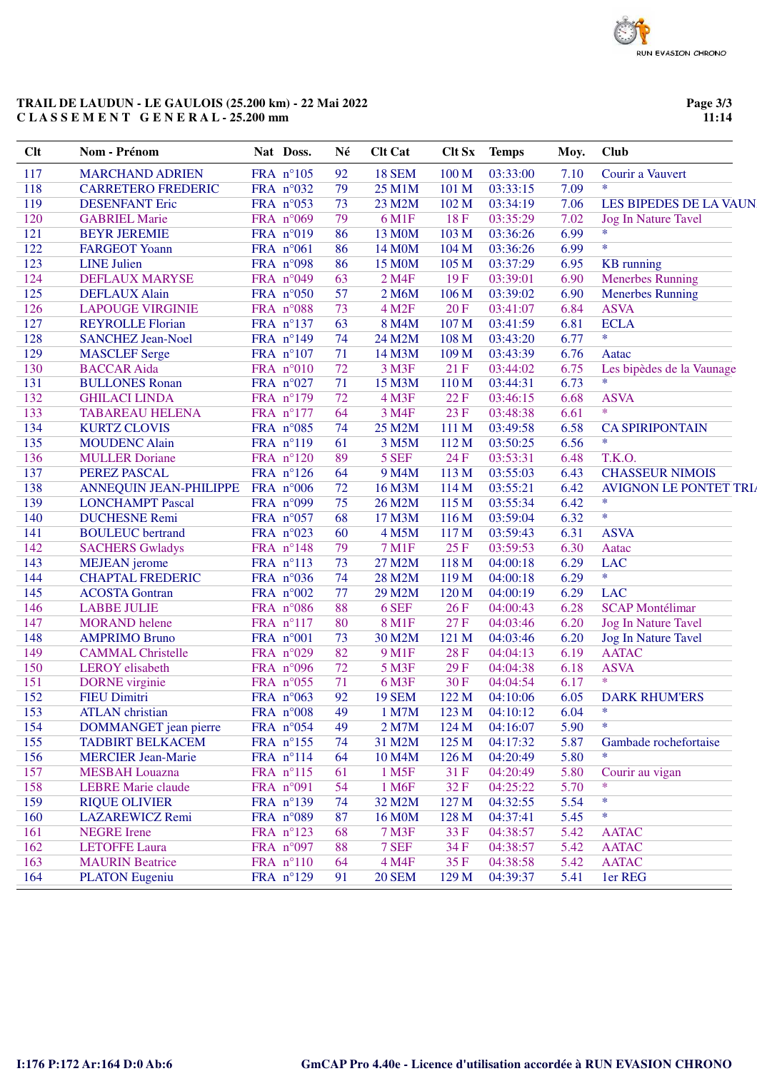**TRAIL DE LAUDUN - LE GAULOIS (25.200 km) - 22 Mai 2022**
**C L A S S E M E N T   G E N E R A L - 25.200 mm**

| Clt | Nom - Prénom | Nat | Doss. | Né | Clt Cat | Clt Sx | Temps | Moy. | Club |
|---|---|---|---|---|---|---|---|---|---|
| 117 | MARCHAND ADRIEN | FRA | n°105 | 92 | 18 SEM | 100 M | 03:33:00 | 7.10 | Courir a Vauvert |
| 118 | CARRETERO FREDERIC | FRA | n°032 | 79 | 25 M1M | 101 M | 03:33:15 | 7.09 | * |
| 119 | DESENFANT Eric | FRA | n°053 | 73 | 23 M2M | 102 M | 03:34:19 | 7.06 | LES BIPEDES DE LA VAUN |
| 120 | GABRIEL Marie | FRA | n°069 | 79 | 6 M1F | 18 F | 03:35:29 | 7.02 | Jog In Nature Tavel |
| 121 | BEYR JEREMIE | FRA | n°019 | 86 | 13 M0M | 103 M | 03:36:26 | 6.99 | * |
| 122 | FARGEOT Yoann | FRA | n°061 | 86 | 14 M0M | 104 M | 03:36:26 | 6.99 | * |
| 123 | LINE Julien | FRA | n°098 | 86 | 15 M0M | 105 M | 03:37:29 | 6.95 | KB running |
| 124 | DEFLAUX MARYSE | FRA | n°049 | 63 | 2 M4F | 19 F | 03:39:01 | 6.90 | Menerbes Running |
| 125 | DEFLAUX Alain | FRA | n°050 | 57 | 2 M6M | 106 M | 03:39:02 | 6.90 | Menerbes Running |
| 126 | LAPOUGE VIRGINIE | FRA | n°088 | 73 | 4 M2F | 20 F | 03:41:07 | 6.84 | ASVA |
| 127 | REYROLLE Florian | FRA | n°137 | 63 | 8 M4M | 107 M | 03:41:59 | 6.81 | ECLA |
| 128 | SANCHEZ Jean-Noel | FRA | n°149 | 74 | 24 M2M | 108 M | 03:43:20 | 6.77 | * |
| 129 | MASCLEF Serge | FRA | n°107 | 71 | 14 M3M | 109 M | 03:43:39 | 6.76 | Aatac |
| 130 | BACCAR Aida | FRA | n°010 | 72 | 3 M3F | 21 F | 03:44:02 | 6.75 | Les bipèdes de la Vaunage |
| 131 | BULLONES Ronan | FRA | n°027 | 71 | 15 M3M | 110 M | 03:44:31 | 6.73 | * |
| 132 | GHILACI LINDA | FRA | n°179 | 72 | 4 M3F | 22 F | 03:46:15 | 6.68 | ASVA |
| 133 | TABAREAU HELENA | FRA | n°177 | 64 | 3 M4F | 23 F | 03:48:38 | 6.61 | * |
| 134 | KURTZ CLOVIS | FRA | n°085 | 74 | 25 M2M | 111 M | 03:49:58 | 6.58 | CA SPIRIPONTAIN |
| 135 | MOUDENC Alain | FRA | n°119 | 61 | 3 M5M | 112 M | 03:50:25 | 6.56 | * |
| 136 | MULLER Doriane | FRA | n°120 | 89 | 5 SEF | 24 F | 03:53:31 | 6.48 | T.K.O. |
| 137 | PEREZ PASCAL | FRA | n°126 | 64 | 9 M4M | 113 M | 03:55:03 | 6.43 | CHASSEUR NIMOIS |
| 138 | ANNEQUIN JEAN-PHILIPPE | FRA | n°006 | 72 | 16 M3M | 114 M | 03:55:21 | 6.42 | AVIGNON LE PONTET TRI |
| 139 | LONCHAMPT Pascal | FRA | n°099 | 75 | 26 M2M | 115 M | 03:55:34 | 6.42 | * |
| 140 | DUCHESNE Remi | FRA | n°057 | 68 | 17 M3M | 116 M | 03:59:04 | 6.32 | * |
| 141 | BOULEUC bertrand | FRA | n°023 | 60 | 4 M5M | 117 M | 03:59:43 | 6.31 | ASVA |
| 142 | SACHERS Gwladys | FRA | n°148 | 79 | 7 M1F | 25 F | 03:59:53 | 6.30 | Aatac |
| 143 | MEJEAN jerome | FRA | n°113 | 73 | 27 M2M | 118 M | 04:00:18 | 6.29 | LAC |
| 144 | CHAPTAL FREDERIC | FRA | n°036 | 74 | 28 M2M | 119 M | 04:00:18 | 6.29 | * |
| 145 | ACOSTA Gontran | FRA | n°002 | 77 | 29 M2M | 120 M | 04:00:19 | 6.29 | LAC |
| 146 | LABBE JULIE | FRA | n°086 | 88 | 6 SEF | 26 F | 04:00:43 | 6.28 | SCAP Montélimar |
| 147 | MORAND helene | FRA | n°117 | 80 | 8 M1F | 27 F | 04:03:46 | 6.20 | Jog In Nature Tavel |
| 148 | AMPRIMO Bruno | FRA | n°001 | 73 | 30 M2M | 121 M | 04:03:46 | 6.20 | Jog In Nature Tavel |
| 149 | CAMMAL Christelle | FRA | n°029 | 82 | 9 M1F | 28 F | 04:04:13 | 6.19 | AATAC |
| 150 | LEROY elisabeth | FRA | n°096 | 72 | 5 M3F | 29 F | 04:04:38 | 6.18 | ASVA |
| 151 | DORNE virginie | FRA | n°055 | 71 | 6 M3F | 30 F | 04:04:54 | 6.17 | * |
| 152 | FIEU Dimitri | FRA | n°063 | 92 | 19 SEM | 122 M | 04:10:06 | 6.05 | DARK RHUM'ERS |
| 153 | ATLAN christian | FRA | n°008 | 49 | 1 M7M | 123 M | 04:10:12 | 6.04 | * |
| 154 | DOMMANGET jean pierre | FRA | n°054 | 49 | 2 M7M | 124 M | 04:16:07 | 5.90 | * |
| 155 | TADBIRT BELKACEM | FRA | n°155 | 74 | 31 M2M | 125 M | 04:17:32 | 5.87 | Gambade rochefortaise |
| 156 | MERCIER Jean-Marie | FRA | n°114 | 64 | 10 M4M | 126 M | 04:20:49 | 5.80 | * |
| 157 | MESBAH Louazna | FRA | n°115 | 61 | 1 M5F | 31 F | 04:20:49 | 5.80 | Courir au vigan |
| 158 | LEBRE Marie claude | FRA | n°091 | 54 | 1 M6F | 32 F | 04:25:22 | 5.70 | * |
| 159 | RIQUE OLIVIER | FRA | n°139 | 74 | 32 M2M | 127 M | 04:32:55 | 5.54 | * |
| 160 | LAZAREWICZ Remi | FRA | n°089 | 87 | 16 M0M | 128 M | 04:37:41 | 5.45 | * |
| 161 | NEGRE Irene | FRA | n°123 | 68 | 7 M3F | 33 F | 04:38:57 | 5.42 | AATAC |
| 162 | LETOFFE Laura | FRA | n°097 | 88 | 7 SEF | 34 F | 04:38:57 | 5.42 | AATAC |
| 163 | MAURIN Beatrice | FRA | n°110 | 64 | 4 M4F | 35 F | 04:38:58 | 5.42 | AATAC |
| 164 | PLATON Eugeniu | FRA | n°129 | 91 | 20 SEM | 129 M | 04:39:37 | 5.41 | 1er REG |

I:176 P:172 Ar:164 D:0 Ab:6